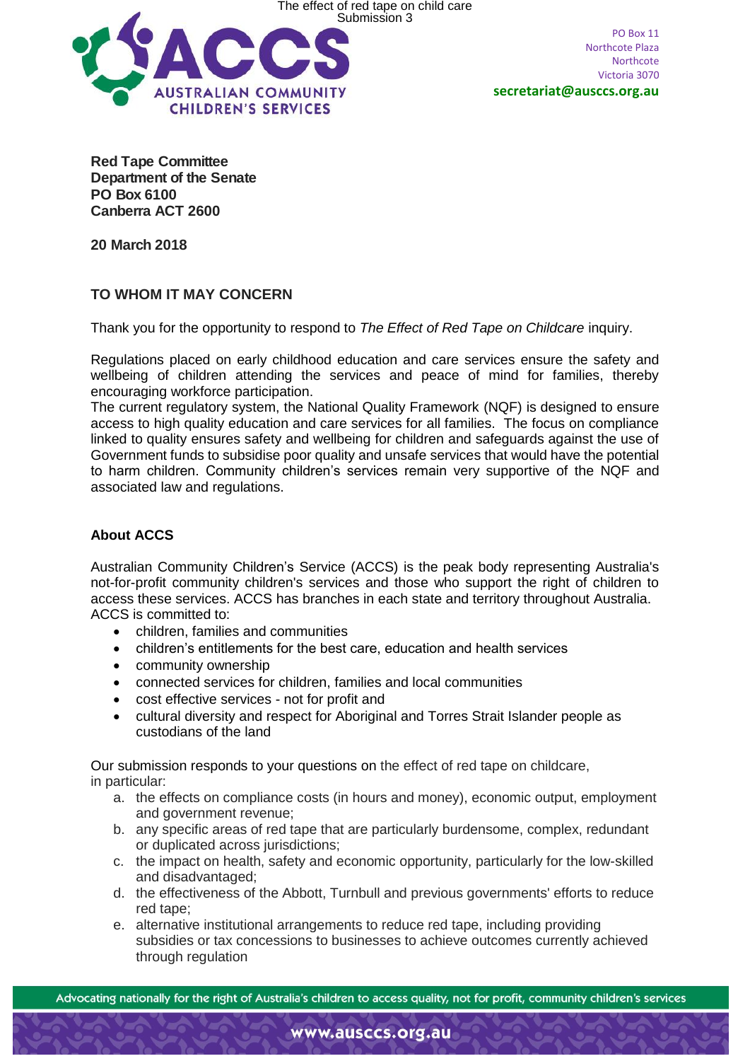PO Box 11
Northcote Plaza
Northcote
Victoria 3070
**secretariat@ausccs.org.au**

**Red Tape Committee**
**Department of the Senate**
**PO Box 6100**
**Canberra ACT 2600**

**20 March 2018**

**TO WHOM IT MAY CONCERN**

Thank you for the opportunity to respond to *The Effect of Red Tape on Childcare* inquiry.

Regulations placed on early childhood education and care services ensure the safety and wellbeing of children attending the services and peace of mind for families, thereby encouraging workforce participation.
The current regulatory system, the National Quality Framework (NQF) is designed to ensure access to high quality education and care services for all families. The focus on compliance linked to quality ensures safety and wellbeing for children and safeguards against the use of Government funds to subsidise poor quality and unsafe services that would have the potential to harm children. Community children's services remain very supportive of the NQF and associated law and regulations.

**About ACCS**

Australian Community Children's Service (ACCS) is the peak body representing Australia's not-for-profit community children's services and those who support the right of children to access these services. ACCS has branches in each state and territory throughout Australia.
ACCS is committed to:

- children, families and communities
- children's entitlements for the best care, education and health services
- community ownership
- connected services for children, families and local communities
- cost effective services - not for profit and
- cultural diversity and respect for Aboriginal and Torres Strait Islander people as custodians of the land

Our submission responds to your questions on the effect of red tape on childcare, in particular:

a. the effects on compliance costs (in hours and money), economic output, employment and government revenue;
b. any specific areas of red tape that are particularly burdensome, complex, redundant or duplicated across jurisdictions;
c. the impact on health, safety and economic opportunity, particularly for the low-skilled and disadvantaged;
d. the effectiveness of the Abbott, Turnbull and previous governments' efforts to reduce red tape;
e. alternative institutional arrangements to reduce red tape, including providing subsidies or tax concessions to businesses to achieve outcomes currently achieved through regulation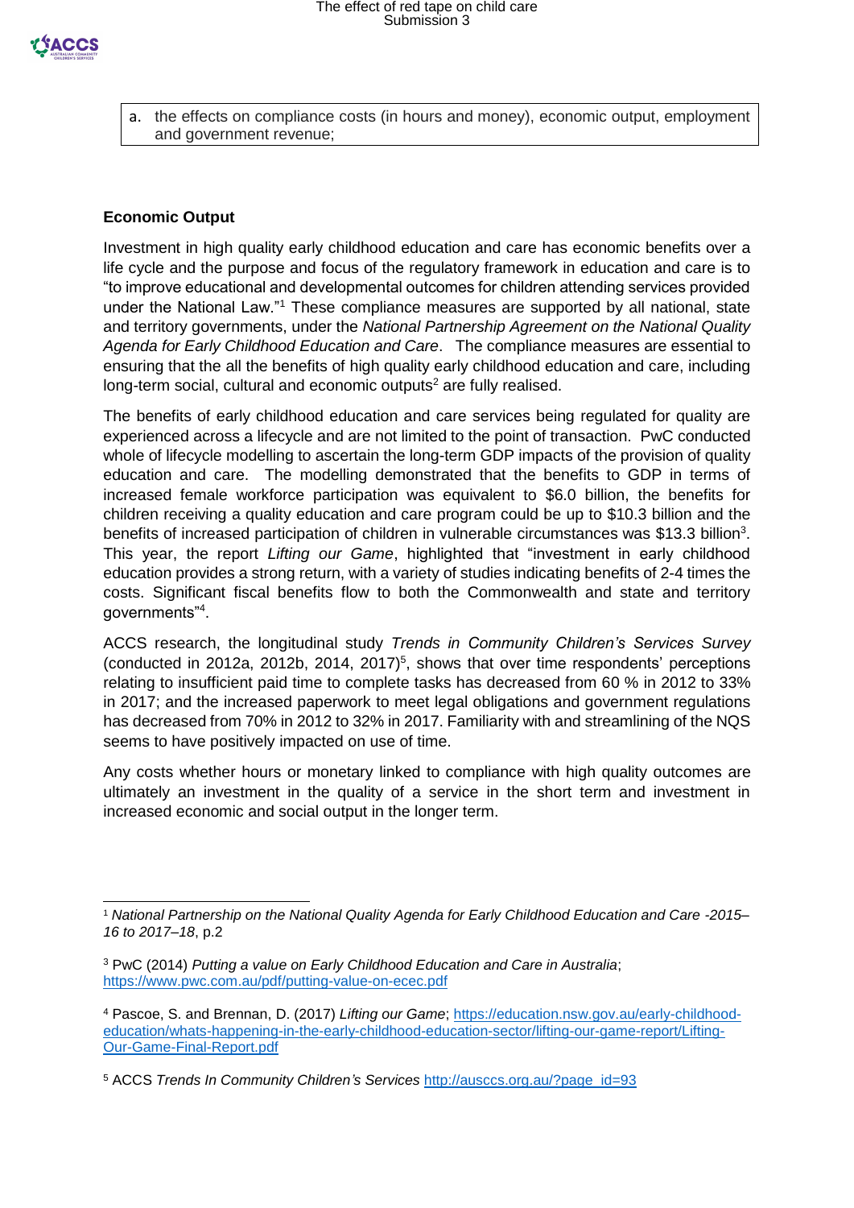a. the effects on compliance costs (in hours and money), economic output, employment and government revenue;

**Economic Output**

Investment in high quality early childhood education and care has economic benefits over a life cycle and the purpose and focus of the regulatory framework in education and care is to "to improve educational and developmental outcomes for children attending services provided under the National Law."[1] These compliance measures are supported by all national, state and territory governments, under the *National Partnership Agreement on the National Quality Agenda for Early Childhood Education and Care*. The compliance measures are essential to ensuring that the all the benefits of high quality early childhood education and care, including long-term social, cultural and economic outputs[2] are fully realised.

The benefits of early childhood education and care services being regulated for quality are experienced across a lifecycle and are not limited to the point of transaction. PwC conducted whole of lifecycle modelling to ascertain the long-term GDP impacts of the provision of quality education and care. The modelling demonstrated that the benefits to GDP in terms of increased female workforce participation was equivalent to $6.0 billion, the benefits for children receiving a quality education and care program could be up to $10.3 billion and the benefits of increased participation of children in vulnerable circumstances was $13.3 billion[3]. This year, the report *Lifting our Game*, highlighted that "investment in early childhood education provides a strong return, with a variety of studies indicating benefits of 2-4 times the costs. Significant fiscal benefits flow to both the Commonwealth and state and territory governments"[4].

ACCS research, the longitudinal study *Trends in Community Children's Services Survey* (conducted in 2012a, 2012b, 2014, 2017)[5], shows that over time respondents' perceptions relating to insufficient paid time to complete tasks has decreased from 60 % in 2012 to 33% in 2017; and the increased paperwork to meet legal obligations and government regulations has decreased from 70% in 2012 to 32% in 2017. Familiarity with and streamlining of the NQS seems to have positively impacted on use of time.

Any costs whether hours or monetary linked to compliance with high quality outcomes are ultimately an investment in the quality of a service in the short term and investment in increased economic and social output in the longer term.

---

[1] *National Partnership on the National Quality Agenda for Early Childhood Education and Care -2015–16 to 2017–18*, p.2

[3] PwC (2014) *Putting a value on Early Childhood Education and Care in Australia*; https://www.pwc.com.au/pdf/putting-value-on-ecec.pdf

[4] Pascoe, S. and Brennan, D. (2017) *Lifting our Game*; https://education.nsw.gov.au/early-childhood-education/whats-happening-in-the-early-childhood-education-sector/lifting-our-game-report/Lifting-Our-Game-Final-Report.pdf

[5] ACCS *Trends In Community Children's Services* http://ausccs.org.au/?page_id=93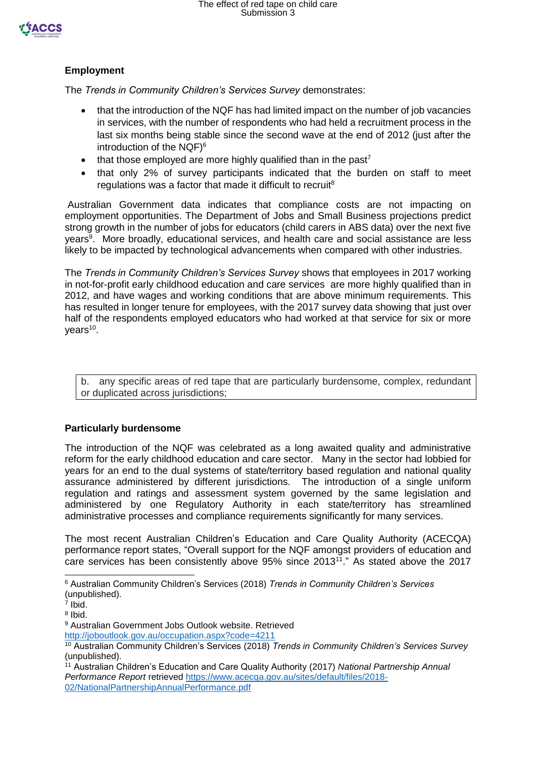## Employment

The *Trends in Community Children's Services Survey* demonstrates:

- that the introduction of the NQF has had limited impact on the number of job vacancies in services, with the number of respondents who had held a recruitment process in the last six months being stable since the second wave at the end of 2012 (just after the introduction of the NQF)[6]
- that those employed are more highly qualified than in the past[7]
- that only 2% of survey participants indicated that the burden on staff to meet regulations was a factor that made it difficult to recruit[8]

Australian Government data indicates that compliance costs are not impacting on employment opportunities. The Department of Jobs and Small Business projections predict strong growth in the number of jobs for educators (child carers in ABS data) over the next five years[9]. More broadly, educational services, and health care and social assistance are less likely to be impacted by technological advancements when compared with other industries.

The *Trends in Community Children's Services Survey* shows that employees in 2017 working in not-for-profit early childhood education and care services are more highly qualified than in 2012, and have wages and working conditions that are above minimum requirements. This has resulted in longer tenure for employees, with the 2017 survey data showing that just over half of the respondents employed educators who had worked at that service for six or more years[10].

b. any specific areas of red tape that are particularly burdensome, complex, redundant or duplicated across jurisdictions;

## Particularly burdensome

The introduction of the NQF was celebrated as a long awaited quality and administrative reform for the early childhood education and care sector. Many in the sector had lobbied for years for an end to the dual systems of state/territory based regulation and national quality assurance administered by different jurisdictions. The introduction of a single uniform regulation and ratings and assessment system governed by the same legislation and administered by one Regulatory Authority in each state/territory has streamlined administrative processes and compliance requirements significantly for many services.

The most recent Australian Children's Education and Care Quality Authority (ACECQA) performance report states, "Overall support for the NQF amongst providers of education and care services has been consistently above 95% since 2013[11]." As stated above the 2017

---

[6] Australian Community Children's Services (2018) *Trends in Community Children's Services* (unpublished).

[7] Ibid.

[8] Ibid.

[9] Australian Government Jobs Outlook website. Retrieved http://joboutlook.gov.au/occupation.aspx?code=4211

[10] Australian Community Children's Services (2018) *Trends in Community Children's Services Survey* (unpublished).

[11] Australian Children's Education and Care Quality Authority (2017) *National Partnership Annual Performance Report* retrieved https://www.acecqa.gov.au/sites/default/files/2018-02/NationalPartnershipAnnualPerformance.pdf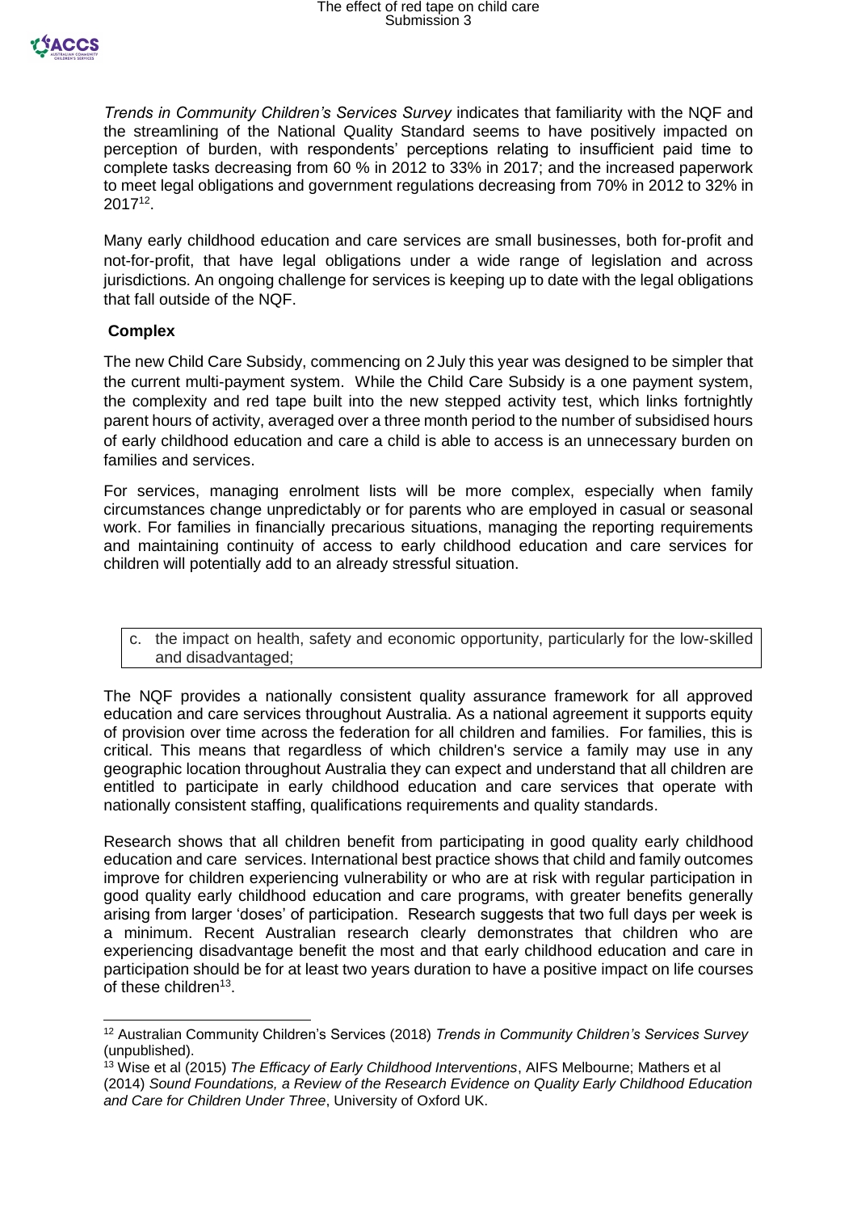*Trends in Community Children's Services Survey* indicates that familiarity with the NQF and the streamlining of the National Quality Standard seems to have positively impacted on perception of burden, with respondents' perceptions relating to insufficient paid time to complete tasks decreasing from 60 % in 2012 to 33% in 2017; and the increased paperwork to meet legal obligations and government regulations decreasing from 70% in 2012 to 32% in 2017[12].

Many early childhood education and care services are small businesses, both for-profit and not-for-profit, that have legal obligations under a wide range of legislation and across jurisdictions. An ongoing challenge for services is keeping up to date with the legal obligations that fall outside of the NQF.

**Complex**

The new Child Care Subsidy, commencing on 2 July this year was designed to be simpler that the current multi-payment system. While the Child Care Subsidy is a one payment system, the complexity and red tape built into the new stepped activity test, which links fortnightly parent hours of activity, averaged over a three month period to the number of subsidised hours of early childhood education and care a child is able to access is an unnecessary burden on families and services.

For services, managing enrolment lists will be more complex, especially when family circumstances change unpredictably or for parents who are employed in casual or seasonal work. For families in financially precarious situations, managing the reporting requirements and maintaining continuity of access to early childhood education and care services for children will potentially add to an already stressful situation.

c. the impact on health, safety and economic opportunity, particularly for the low-skilled and disadvantaged;

The NQF provides a nationally consistent quality assurance framework for all approved education and care services throughout Australia. As a national agreement it supports equity of provision over time across the federation for all children and families. For families, this is critical. This means that regardless of which children's service a family may use in any geographic location throughout Australia they can expect and understand that all children are entitled to participate in early childhood education and care services that operate with nationally consistent staffing, qualifications requirements and quality standards.

Research shows that all children benefit from participating in good quality early childhood education and care services. International best practice shows that child and family outcomes improve for children experiencing vulnerability or who are at risk with regular participation in good quality early childhood education and care programs, with greater benefits generally arising from larger 'doses' of participation. Research suggests that two full days per week is a minimum. Recent Australian research clearly demonstrates that children who are experiencing disadvantage benefit the most and that early childhood education and care in participation should be for at least two years duration to have a positive impact on life courses of these children[13].

---

[12] Australian Community Children's Services (2018) *Trends in Community Children's Services Survey* (unpublished).

[13] Wise et al (2015) *The Efficacy of Early Childhood Interventions*, AIFS Melbourne; Mathers et al (2014) *Sound Foundations, a Review of the Research Evidence on Quality Early Childhood Education and Care for Children Under Three*, University of Oxford UK.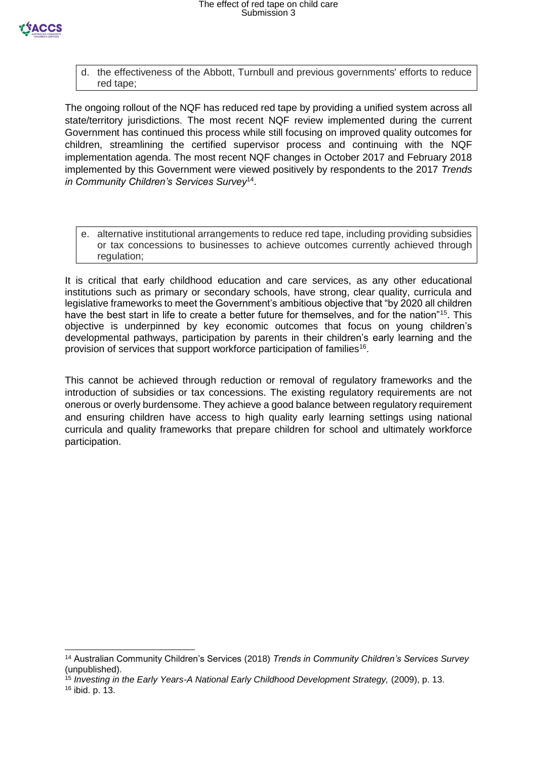d. the effectiveness of the Abbott, Turnbull and previous governments' efforts to reduce red tape;

The ongoing rollout of the NQF has reduced red tape by providing a unified system across all state/territory jurisdictions. The most recent NQF review implemented during the current Government has continued this process while still focusing on improved quality outcomes for children, streamlining the certified supervisor process and continuing with the NQF implementation agenda. The most recent NQF changes in October 2017 and February 2018 implemented by this Government were viewed positively by respondents to the 2017 *Trends in Community Children's Services Survey*[14].

e. alternative institutional arrangements to reduce red tape, including providing subsidies or tax concessions to businesses to achieve outcomes currently achieved through regulation;

It is critical that early childhood education and care services, as any other educational institutions such as primary or secondary schools, have strong, clear quality, curricula and legislative frameworks to meet the Government's ambitious objective that "by 2020 all children have the best start in life to create a better future for themselves, and for the nation"[15]. This objective is underpinned by key economic outcomes that focus on young children's developmental pathways, participation by parents in their children's early learning and the provision of services that support workforce participation of families[16].

This cannot be achieved through reduction or removal of regulatory frameworks and the introduction of subsidies or tax concessions. The existing regulatory requirements are not onerous or overly burdensome. They achieve a good balance between regulatory requirement and ensuring children have access to high quality early learning settings using national curricula and quality frameworks that prepare children for school and ultimately workforce participation.

---

[14] Australian Community Children's Services (2018) *Trends in Community Children's Services Survey* (unpublished).

[15] *Investing in the Early Years-A National Early Childhood Development Strategy,* (2009), p. 13.

[16] ibid. p. 13.